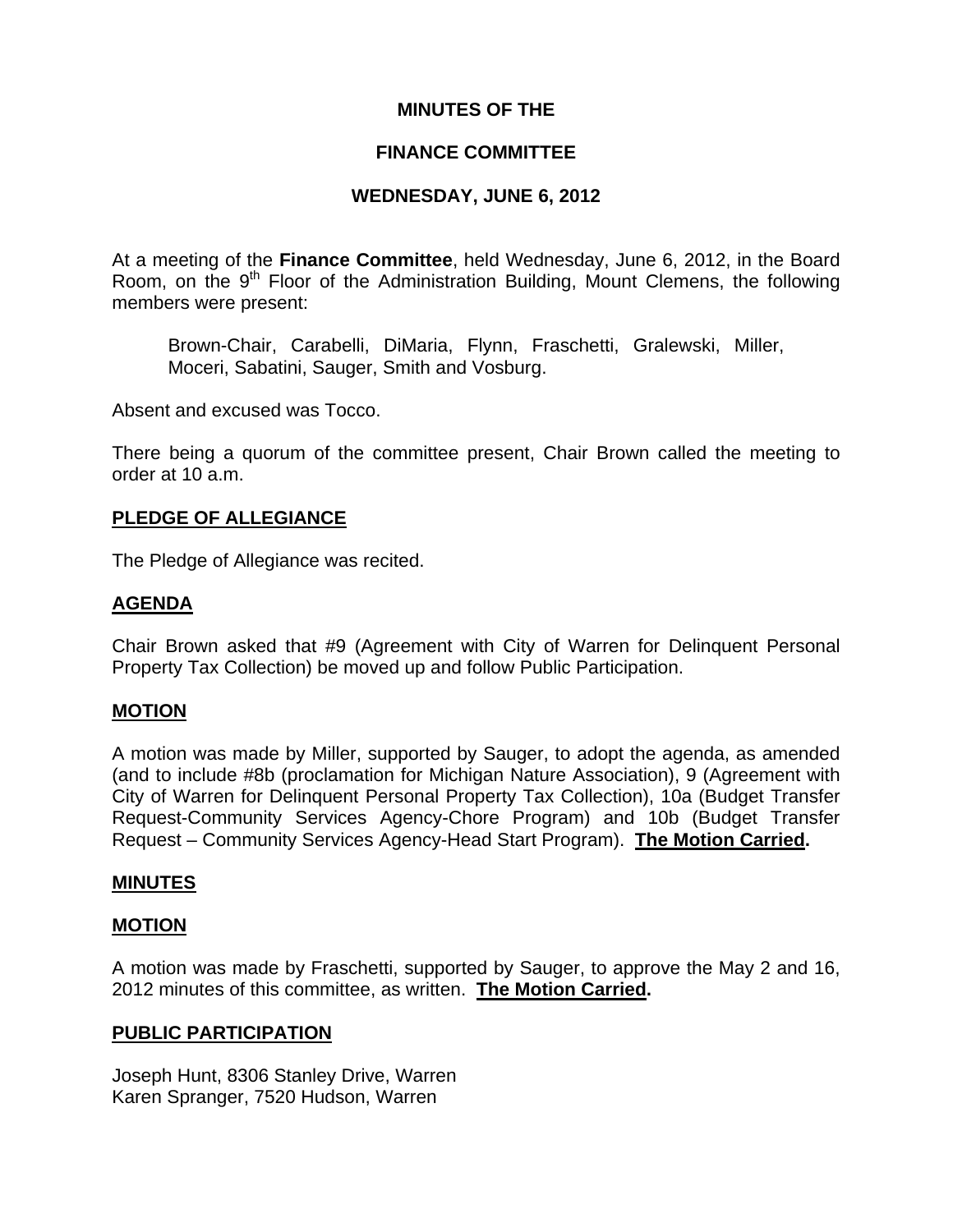# MINUTES OF THE

# FINANCE COMMITTEE

# WEDNESDAY, JUNE 6, 2012

At a meeting of the **Finance Committee**, held Wednesday, June 6, 2012, in the Board Room, on the 9th Floor of the Administration Building, Mount Clemens, the following members were present:

> Brown-Chair, Carabelli, DiMaria, Flynn, Fraschetti, Gralewski, Miller, Moceri, Sabatini, Sauger, Smith and Vosburg.

Absent and excused was Tocco.

There being a quorum of the committee present, Chair Brown called the meeting to order at 10 a.m.

## PLEDGE OF ALLEGIANCE

The Pledge of Allegiance was recited.

## AGENDA

Chair Brown asked that #9 (Agreement with City of Warren for Delinquent Personal Property Tax Collection) be moved up and follow Public Participation.

## MOTION

A motion was made by Miller, supported by Sauger, to adopt the agenda, as amended (and to include #8b (proclamation for Michigan Nature Association), 9 (Agreement with City of Warren for Delinquent Personal Property Tax Collection), 10a (Budget Transfer Request-Community Services Agency-Chore Program) and 10b (Budget Transfer Request – Community Services Agency-Head Start Program). **The Motion Carried.**

## MINUTES

## MOTION

A motion was made by Fraschetti, supported by Sauger, to approve the May 2 and 16, 2012 minutes of this committee, as written. **The Motion Carried.**

## PUBLIC PARTICIPATION

Joseph Hunt, 8306 Stanley Drive, Warren
Karen Spranger, 7520 Hudson, Warren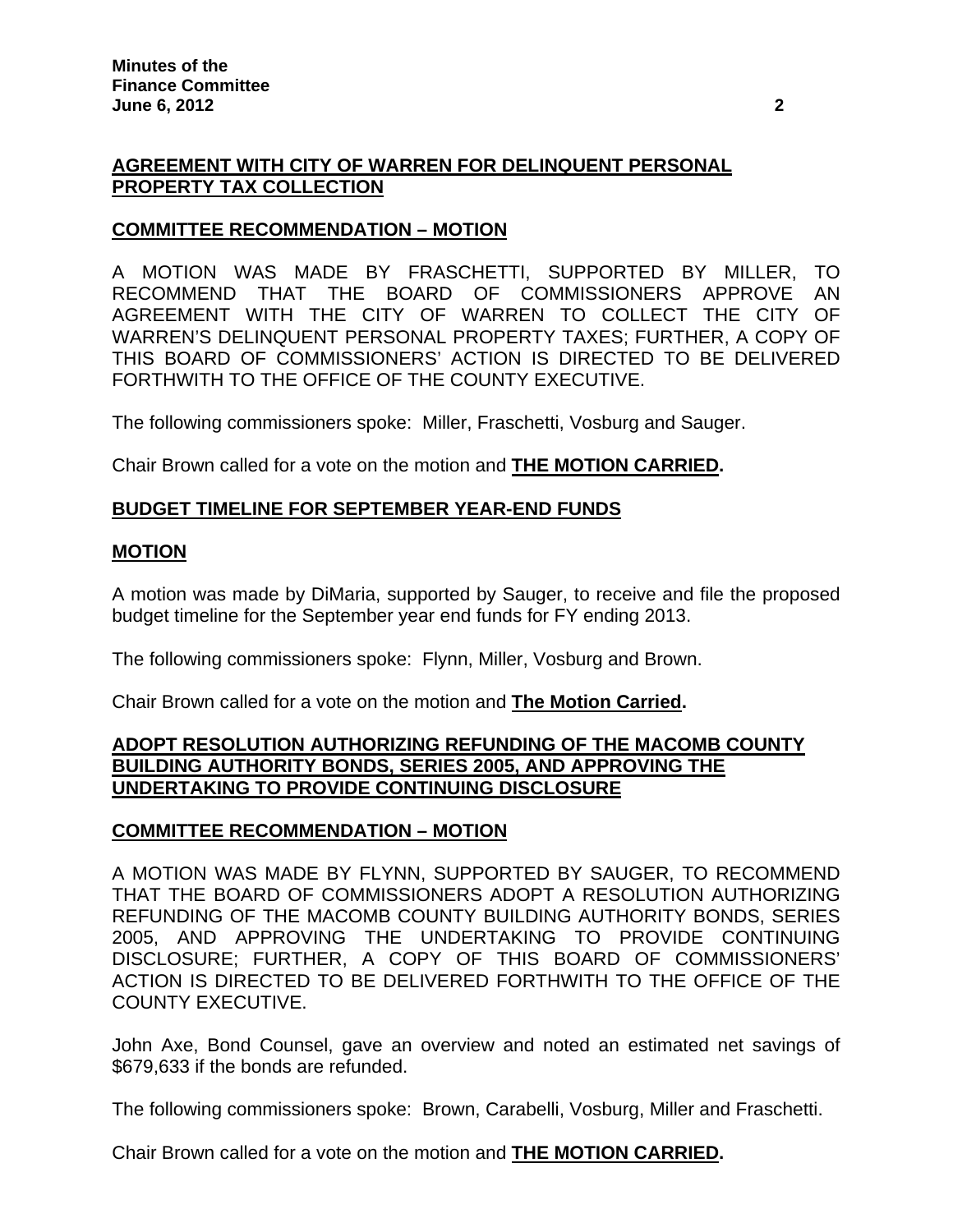## AGREEMENT WITH CITY OF WARREN FOR DELINQUENT PERSONAL PROPERTY TAX COLLECTION

### COMMITTEE RECOMMENDATION – MOTION

A MOTION WAS MADE BY FRASCHETTI, SUPPORTED BY MILLER, TO RECOMMEND THAT THE BOARD OF COMMISSIONERS APPROVE AN AGREEMENT WITH THE CITY OF WARREN TO COLLECT THE CITY OF WARREN'S DELINQUENT PERSONAL PROPERTY TAXES; FURTHER, A COPY OF THIS BOARD OF COMMISSIONERS' ACTION IS DIRECTED TO BE DELIVERED FORTHWITH TO THE OFFICE OF THE COUNTY EXECUTIVE.

The following commissioners spoke: Miller, Fraschetti, Vosburg and Sauger.

Chair Brown called for a vote on the motion and **THE MOTION CARRIED.**

## BUDGET TIMELINE FOR SEPTEMBER YEAR-END FUNDS

### MOTION

A motion was made by DiMaria, supported by Sauger, to receive and file the proposed budget timeline for the September year end funds for FY ending 2013.

The following commissioners spoke: Flynn, Miller, Vosburg and Brown.

Chair Brown called for a vote on the motion and **The Motion Carried.**

## ADOPT RESOLUTION AUTHORIZING REFUNDING OF THE MACOMB COUNTY BUILDING AUTHORITY BONDS, SERIES 2005, AND APPROVING THE UNDERTAKING TO PROVIDE CONTINUING DISCLOSURE

### COMMITTEE RECOMMENDATION – MOTION

A MOTION WAS MADE BY FLYNN, SUPPORTED BY SAUGER, TO RECOMMEND THAT THE BOARD OF COMMISSIONERS ADOPT A RESOLUTION AUTHORIZING REFUNDING OF THE MACOMB COUNTY BUILDING AUTHORITY BONDS, SERIES 2005, AND APPROVING THE UNDERTAKING TO PROVIDE CONTINUING DISCLOSURE; FURTHER, A COPY OF THIS BOARD OF COMMISSIONERS' ACTION IS DIRECTED TO BE DELIVERED FORTHWITH TO THE OFFICE OF THE COUNTY EXECUTIVE.

John Axe, Bond Counsel, gave an overview and noted an estimated net savings of $679,633 if the bonds are refunded.

The following commissioners spoke: Brown, Carabelli, Vosburg, Miller and Fraschetti.

Chair Brown called for a vote on the motion and **THE MOTION CARRIED.**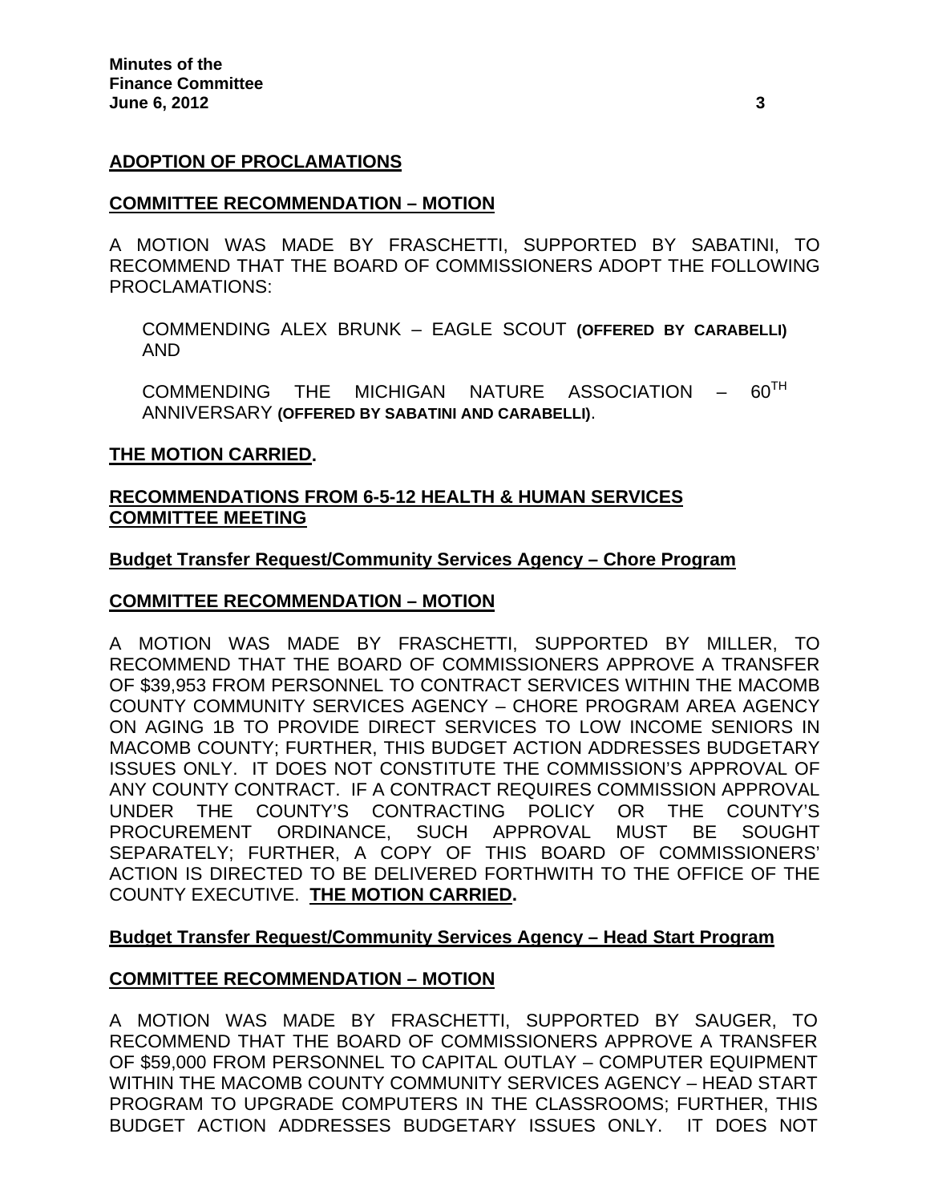**ADOPTION OF PROCLAMATIONS**

**COMMITTEE RECOMMENDATION – MOTION**

A MOTION WAS MADE BY FRASCHETTI, SUPPORTED BY SABATINI, TO RECOMMEND THAT THE BOARD OF COMMISSIONERS ADOPT THE FOLLOWING PROCLAMATIONS:

COMMENDING ALEX BRUNK – EAGLE SCOUT **(OFFERED BY CARABELLI)** AND

COMMENDING THE MICHIGAN NATURE ASSOCIATION – 60TH ANNIVERSARY **(OFFERED BY SABATINI AND CARABELLI)**.

**THE MOTION CARRIED.**

**RECOMMENDATIONS FROM 6-5-12 HEALTH & HUMAN SERVICES COMMITTEE MEETING**

**Budget Transfer Request/Community Services Agency – Chore Program**

**COMMITTEE RECOMMENDATION – MOTION**

A MOTION WAS MADE BY FRASCHETTI, SUPPORTED BY MILLER, TO RECOMMEND THAT THE BOARD OF COMMISSIONERS APPROVE A TRANSFER OF $39,953 FROM PERSONNEL TO CONTRACT SERVICES WITHIN THE MACOMB COUNTY COMMUNITY SERVICES AGENCY – CHORE PROGRAM AREA AGENCY ON AGING 1B TO PROVIDE DIRECT SERVICES TO LOW INCOME SENIORS IN MACOMB COUNTY; FURTHER, THIS BUDGET ACTION ADDRESSES BUDGETARY ISSUES ONLY. IT DOES NOT CONSTITUTE THE COMMISSION'S APPROVAL OF ANY COUNTY CONTRACT. IF A CONTRACT REQUIRES COMMISSION APPROVAL UNDER THE COUNTY'S CONTRACTING POLICY OR THE COUNTY'S PROCUREMENT ORDINANCE, SUCH APPROVAL MUST BE SOUGHT SEPARATELY; FURTHER, A COPY OF THIS BOARD OF COMMISSIONERS' ACTION IS DIRECTED TO BE DELIVERED FORTHWITH TO THE OFFICE OF THE COUNTY EXECUTIVE. **THE MOTION CARRIED.**

**Budget Transfer Request/Community Services Agency – Head Start Program**

**COMMITTEE RECOMMENDATION – MOTION**

A MOTION WAS MADE BY FRASCHETTI, SUPPORTED BY SAUGER, TO RECOMMEND THAT THE BOARD OF COMMISSIONERS APPROVE A TRANSFER OF $59,000 FROM PERSONNEL TO CAPITAL OUTLAY – COMPUTER EQUIPMENT WITHIN THE MACOMB COUNTY COMMUNITY SERVICES AGENCY – HEAD START PROGRAM TO UPGRADE COMPUTERS IN THE CLASSROOMS; FURTHER, THIS BUDGET ACTION ADDRESSES BUDGETARY ISSUES ONLY. IT DOES NOT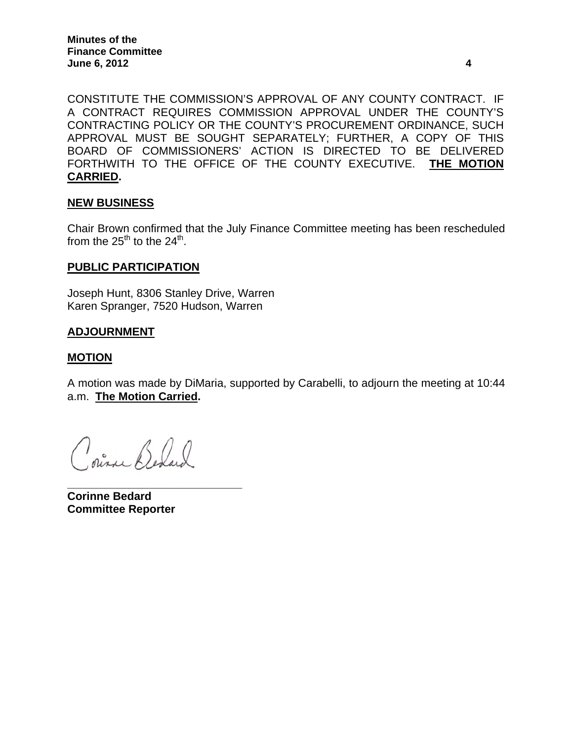CONSTITUTE THE COMMISSION'S APPROVAL OF ANY COUNTY CONTRACT. IF A CONTRACT REQUIRES COMMISSION APPROVAL UNDER THE COUNTY'S CONTRACTING POLICY OR THE COUNTY'S PROCUREMENT ORDINANCE, SUCH APPROVAL MUST BE SOUGHT SEPARATELY; FURTHER, A COPY OF THIS BOARD OF COMMISSIONERS' ACTION IS DIRECTED TO BE DELIVERED FORTHWITH TO THE OFFICE OF THE COUNTY EXECUTIVE. **THE MOTION CARRIED.**

**NEW BUSINESS**

Chair Brown confirmed that the July Finance Committee meeting has been rescheduled from the 25th to the 24th.

**PUBLIC PARTICIPATION**

Joseph Hunt, 8306 Stanley Drive, Warren
Karen Spranger, 7520 Hudson, Warren

**ADJOURNMENT**

**MOTION**

A motion was made by DiMaria, supported by Carabelli, to adjourn the meeting at 10:44 a.m. **The Motion Carried.**

Corinne Bedard

**Corinne Bedard**
**Committee Reporter**